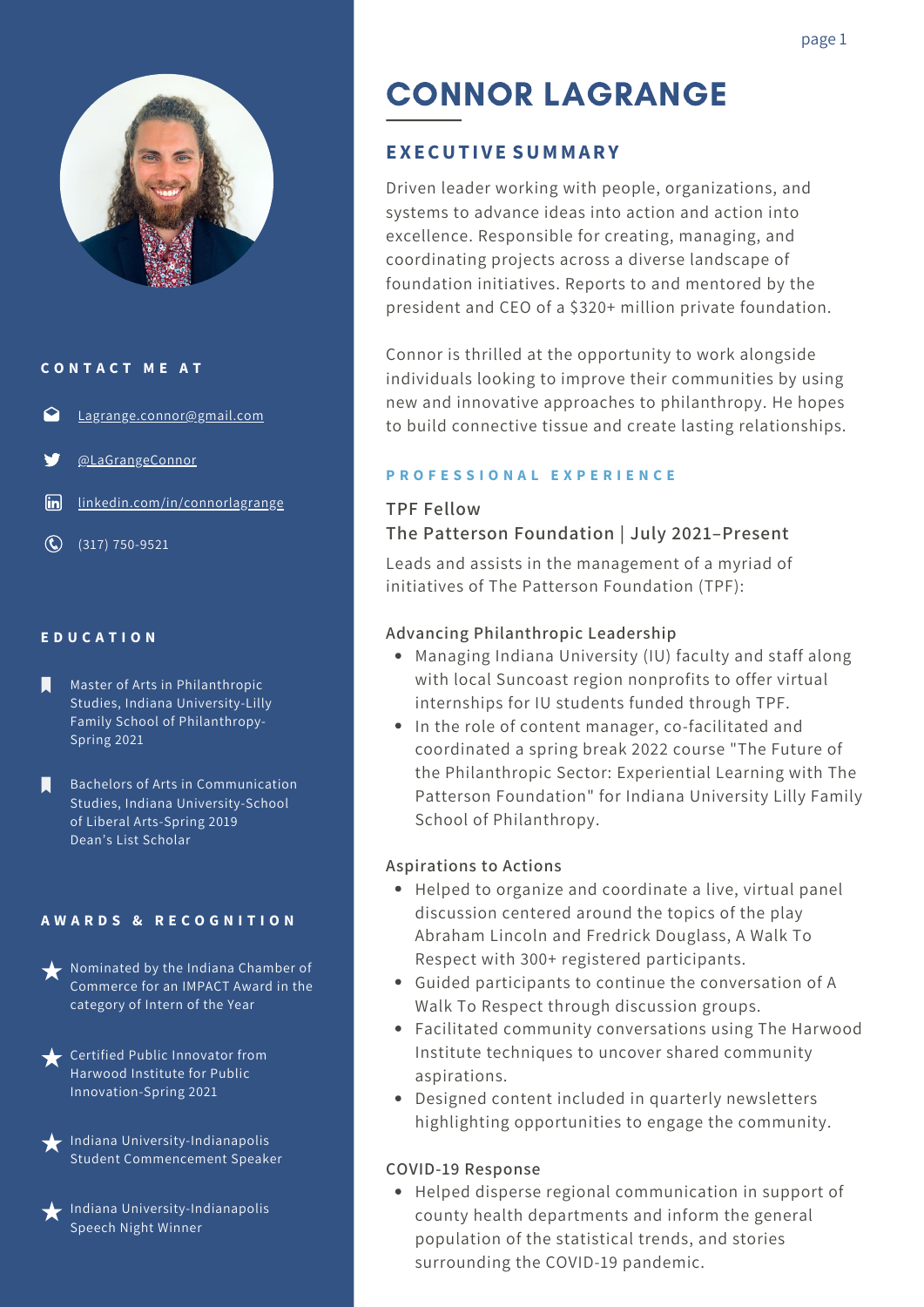# CONNOR LAGRANGE

## EXECUTIVE SUMMARY

Driven leader working with people, organizations, and systems to advance ideas into action and action into excellence. Responsible for creating, managing, and coordinating projects across a diverse landscape of foundation initiatives. Reports to and mentored by the president and CEO of a $320+ million private foundation.

Connor is thrilled at the opportunity to work alongside individuals looking to improve their communities by using new and innovative approaches to philanthropy. He hopes to build connective tissue and create lasting relationships.

## CONTACT ME AT

- Lagrange.connor@gmail.com
- @LaGrangeConnor
- linkedin.com/in/connorlagrange
- (317) 750-9521

## EDUCATION

- Master of Arts in Philanthropic Studies, Indiana University-Lilly Family School of Philanthropy-Spring 2021
- Bachelors of Arts in Communication Studies, Indiana University-School of Liberal Arts-Spring 2019
  Dean's List Scholar

## AWARDS & RECOGNITION

- Nominated by the Indiana Chamber of Commerce for an IMPACT Award in the category of Intern of the Year
- Certified Public Innovator from Harwood Institute for Public Innovation-Spring 2021
- Indiana University-Indianapolis Student Commencement Speaker
- Indiana University-Indianapolis Speech Night Winner

## PROFESSIONAL EXPERIENCE

### TPF Fellow
### The Patterson Foundation | July 2021–Present

Leads and assists in the management of a myriad of initiatives of The Patterson Foundation (TPF):

**Advancing Philanthropic Leadership**

- Managing Indiana University (IU) faculty and staff along with local Suncoast region nonprofits to offer virtual internships for IU students funded through TPF.
- In the role of content manager, co-facilitated and coordinated a spring break 2022 course "The Future of the Philanthropic Sector: Experiential Learning with The Patterson Foundation" for Indiana University Lilly Family School of Philanthropy.

**Aspirations to Actions**

- Helped to organize and coordinate a live, virtual panel discussion centered around the topics of the play Abraham Lincoln and Fredrick Douglass, A Walk To Respect with 300+ registered participants.
- Guided participants to continue the conversation of A Walk To Respect through discussion groups.
- Facilitated community conversations using The Harwood Institute techniques to uncover shared community aspirations.
- Designed content included in quarterly newsletters highlighting opportunities to engage the community.

**COVID-19 Response**

- Helped disperse regional communication in support of county health departments and inform the general population of the statistical trends, and stories surrounding the COVID-19 pandemic.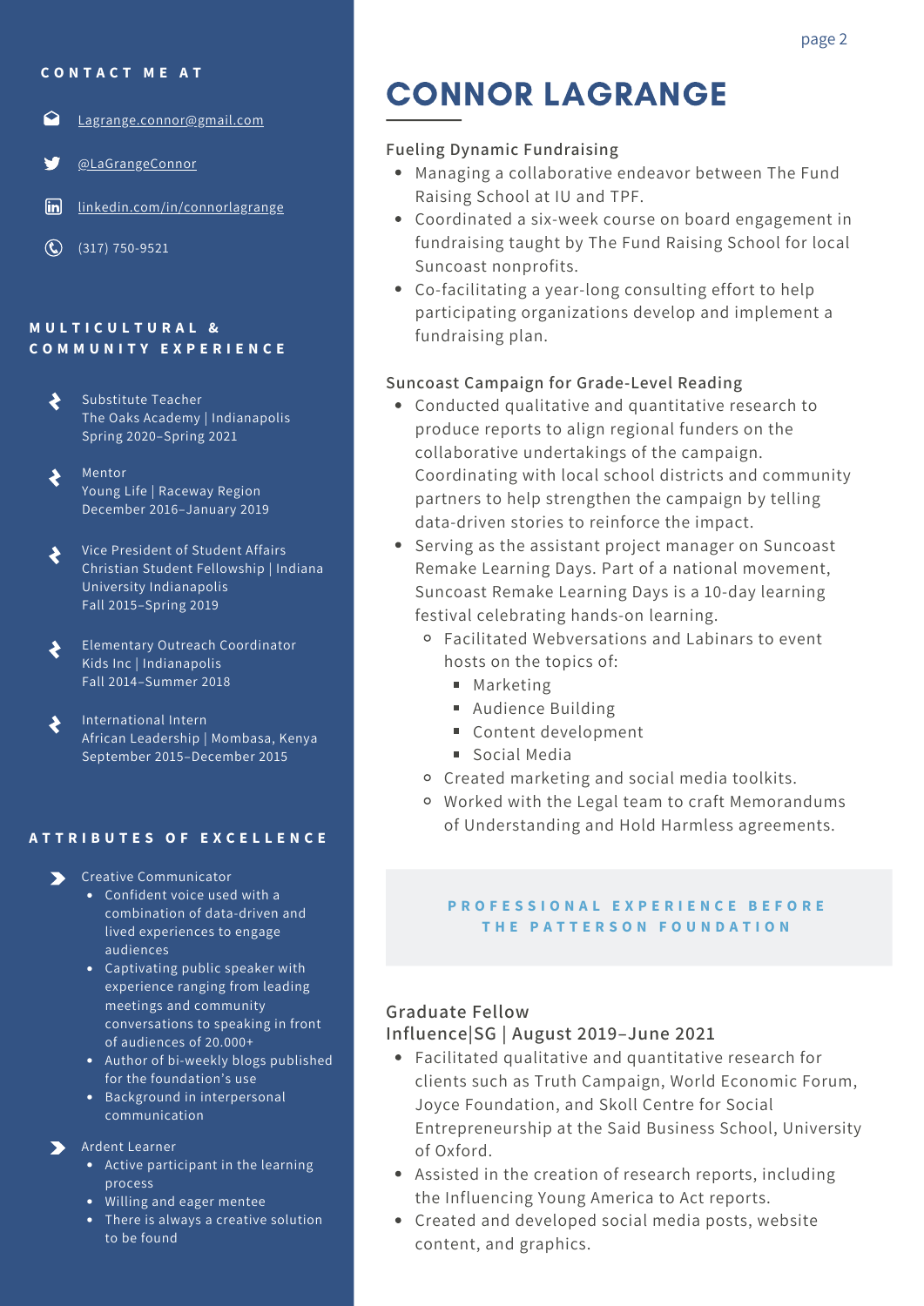## CONTACT ME AT

- Lagrange.connor@gmail.com
- @LaGrangeConnor
- linkedin.com/in/connorlagrange
- (317) 750-9521

## MULTICULTURAL & COMMUNITY EXPERIENCE

- Substitute Teacher
  The Oaks Academy | Indianapolis
  Spring 2020–Spring 2021

- Mentor
  Young Life | Raceway Region
  December 2016–January 2019

- Vice President of Student Affairs
  Christian Student Fellowship | Indiana University Indianapolis
  Fall 2015–Spring 2019

- Elementary Outreach Coordinator
  Kids Inc | Indianapolis
  Fall 2014–Summer 2018

- International Intern
  African Leadership | Mombasa, Kenya
  September 2015–December 2015

## ATTRIBUTES OF EXCELLENCE

- Creative Communicator
  - Confident voice used with a combination of data-driven and lived experiences to engage audiences
  - Captivating public speaker with experience ranging from leading meetings and community conversations to speaking in front of audiences of 20.000+
  - Author of bi-weekly blogs published for the foundation's use
  - Background in interpersonal communication

- Ardent Learner
  - Active participant in the learning process
  - Willing and eager mentee
  - There is always a creative solution to be found

# CONNOR LAGRANGE

### Fueling Dynamic Fundraising

- Managing a collaborative endeavor between The Fund Raising School at IU and TPF.
- Coordinated a six-week course on board engagement in fundraising taught by The Fund Raising School for local Suncoast nonprofits.
- Co-facilitating a year-long consulting effort to help participating organizations develop and implement a fundraising plan.

### Suncoast Campaign for Grade-Level Reading

- Conducted qualitative and quantitative research to produce reports to align regional funders on the collaborative undertakings of the campaign. Coordinating with local school districts and community partners to help strengthen the campaign by telling data-driven stories to reinforce the impact.
- Serving as the assistant project manager on Suncoast Remake Learning Days. Part of a national movement, Suncoast Remake Learning Days is a 10-day learning festival celebrating hands-on learning.
  - Facilitated Webversations and Labinars to event hosts on the topics of:
    - Marketing
    - Audience Building
    - Content development
    - Social Media
  - Created marketing and social media toolkits.
  - Worked with the Legal team to craft Memorandums of Understanding and Hold Harmless agreements.

## PROFESSIONAL EXPERIENCE BEFORE THE PATTERSON FOUNDATION

### Graduate Fellow
### Influence|SG | August 2019–June 2021

- Facilitated qualitative and quantitative research for clients such as Truth Campaign, World Economic Forum, Joyce Foundation, and Skoll Centre for Social Entrepreneurship at the Said Business School, University of Oxford.
- Assisted in the creation of research reports, including the Influencing Young America to Act reports.
- Created and developed social media posts, website content, and graphics.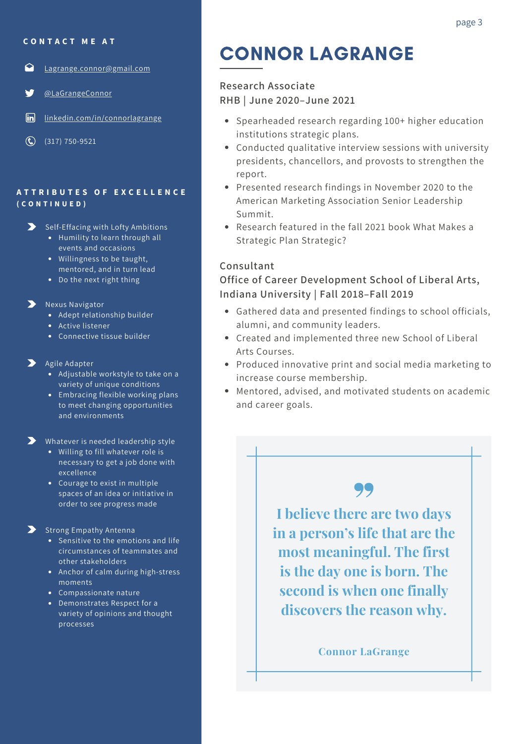# CONNOR LAGRANGE

## CONTACT ME AT

- Lagrange.connor@gmail.com
- @LaGrangeConnor
- linkedin.com/in/connorlagrange
- (317) 750-9521

## ATTRIBUTES OF EXCELLENCE (CONTINUED)

**Self-Effacing with Lofty Ambitions**
- Humility to learn through all events and occasions
- Willingness to be taught, mentored, and in turn lead
- Do the next right thing

**Nexus Navigator**
- Adept relationship builder
- Active listener
- Connective tissue builder

**Agile Adapter**
- Adjustable workstyle to take on a variety of unique conditions
- Embracing flexible working plans to meet changing opportunities and environments

**Whatever is needed leadership style**
- Willing to fill whatever role is necessary to get a job done with excellence
- Courage to exist in multiple spaces of an idea or initiative in order to see progress made

**Strong Empathy Antenna**
- Sensitive to the emotions and life circumstances of teammates and other stakeholders
- Anchor of calm during high-stress moments
- Compassionate nature
- Demonstrates Respect for a variety of opinions and thought processes

### Research Associate
RHB | June 2020–June 2021

- Spearheaded research regarding 100+ higher education institutions strategic plans.
- Conducted qualitative interview sessions with university presidents, chancellors, and provosts to strengthen the report.
- Presented research findings in November 2020 to the American Marketing Association Senior Leadership Summit.
- Research featured in the fall 2021 book What Makes a Strategic Plan Strategic?

### Consultant
Office of Career Development School of Liberal Arts, Indiana University | Fall 2018–Fall 2019

- Gathered data and presented findings to school officials, alumni, and community leaders.
- Created and implemented three new School of Liberal Arts Courses.
- Produced innovative print and social media marketing to increase course membership.
- Mentored, advised, and motivated students on academic and career goals.

> **I believe there are two days in a person's life that are the most meaningful. The first is the day one is born. The second is when one finally discovers the reason why.**
>
> **Connor LaGrange**